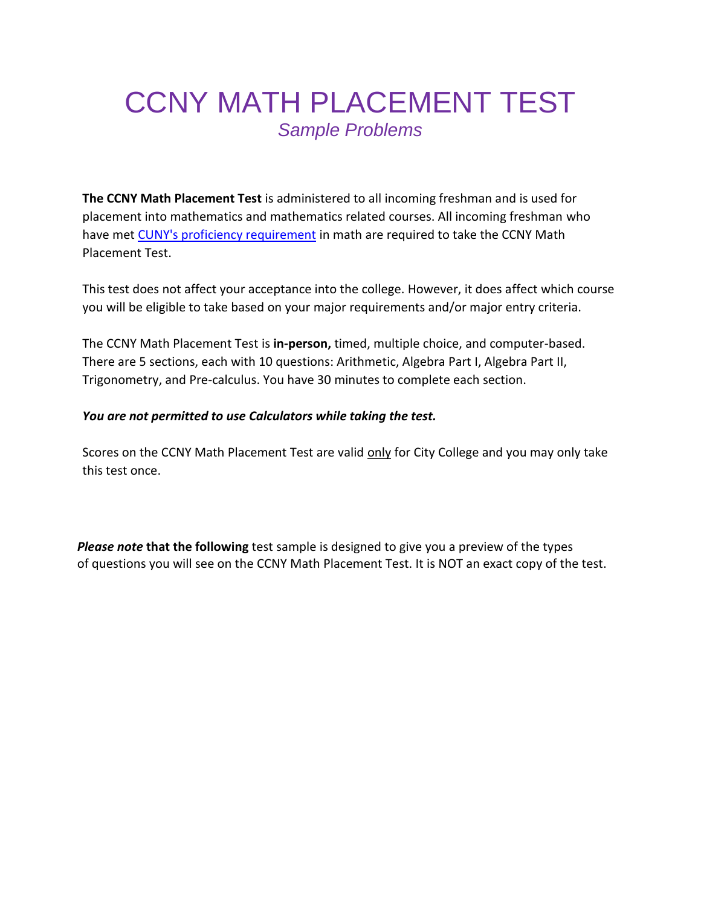# CCNY MATH PLACEMENT TEST

*Sample Problems*

**The CCNY Math Placement Test** is administered to all incoming freshman and is used for placement into mathematics and mathematics related courses. All incoming freshman who have met CUNY's proficiency requirement in math are required to take the CCNY Math Placement Test.

This test does not affect your acceptance into the college. However, it does affect which course you will be eligible to take based on your major requirements and/or major entry criteria.

The CCNY Math Placement Test is **in-person,** timed, multiple choice, and computer-based. There are 5 sections, each with 10 questions: Arithmetic, Algebra Part I, Algebra Part II, Trigonometry, and Pre-calculus. You have 30 minutes to complete each section.

***You are not permitted to use Calculators while taking the test.***

Scores on the CCNY Math Placement Test are valid only for City College and you may only take this test once.

***Please note*** **that the following** test sample is designed to give you a preview of the types of questions you will see on the CCNY Math Placement Test. It is NOT an exact copy of the test.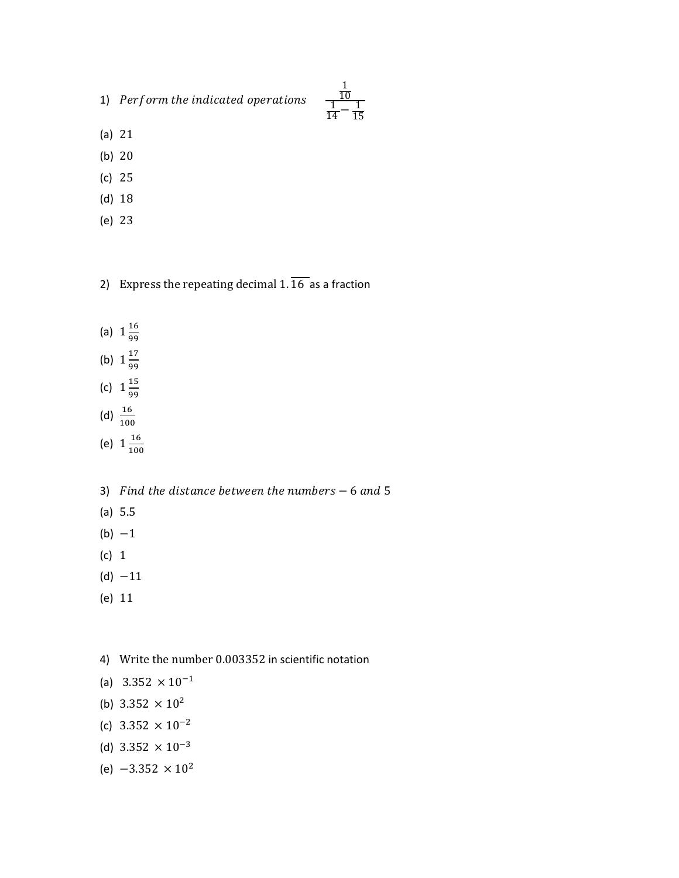1) $Perform\ the\ indicated\ operations$ $\dfrac{\frac{1}{10}}{\frac{1}{14}-\frac{1}{15}}$

(a) 21

(b) 20

(c) 25

(d) 18

(e) 23

2) Express the repeating decimal $1.\overline{16}$ as a fraction

(a) $1\frac{16}{99}$

(b) $1\frac{17}{99}$

(c) $1\frac{15}{99}$

(d) $\frac{16}{100}$

(e) $1\frac{16}{100}$

3) $Find\ the\ distance\ between\ the\ numbers - 6\ and\ 5$

(a) 5.5

(b) $-1$

(c) 1

(d) $-11$

(e) 11

4) Write the number 0.003352 in scientific notation

(a) $3.352 \times 10^{-1}$

(b) $3.352 \times 10^{2}$

(c) $3.352 \times 10^{-2}$

(d) $3.352 \times 10^{-3}$

(e) $-3.352 \times 10^{2}$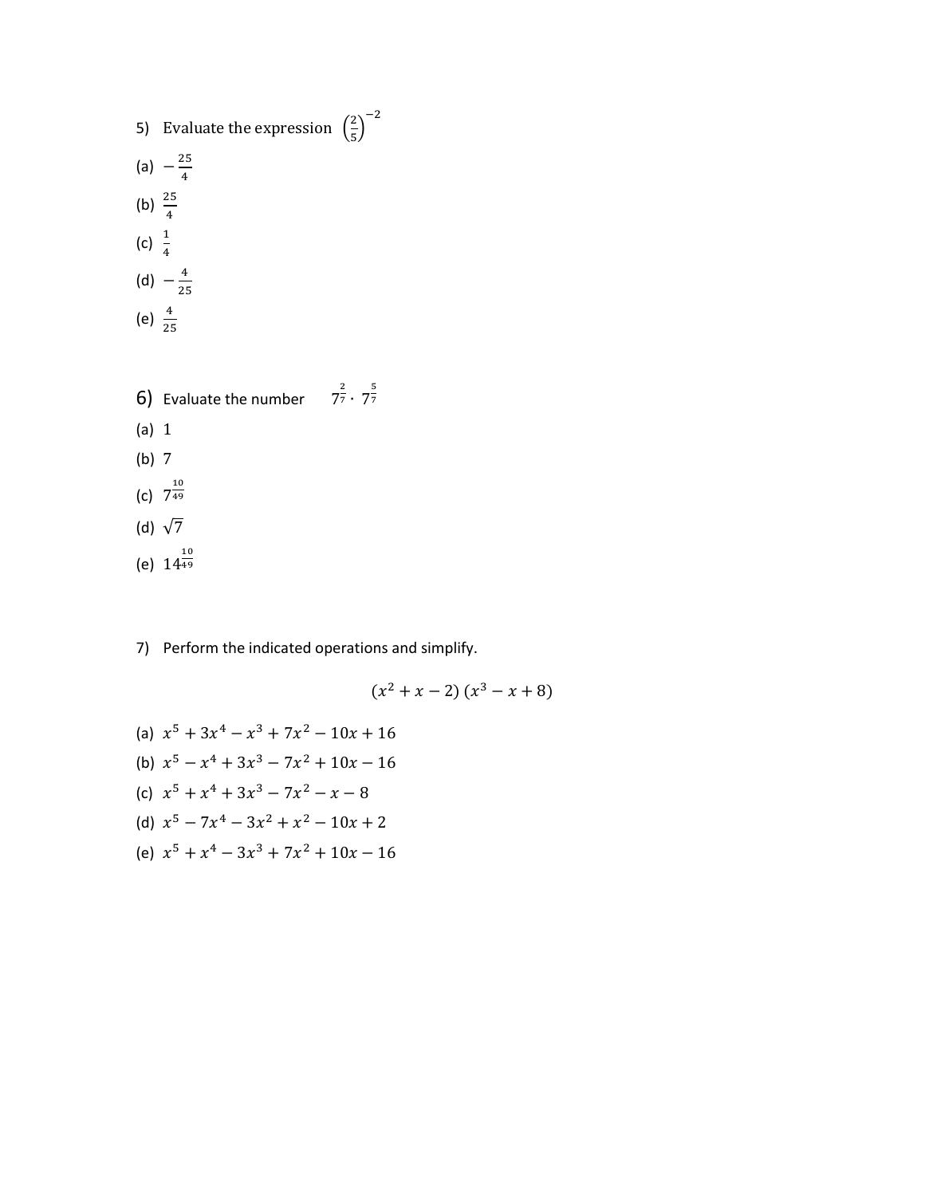5) Evaluate the expression $\left(\frac{2}{5}\right)^{-2}$

(a) $-\frac{25}{4}$

(b) $\frac{25}{4}$

(c) $\frac{1}{4}$

(d) $-\frac{4}{25}$

(e) $\frac{4}{25}$

6) Evaluate the number $7^{\frac{2}{7}} \cdot 7^{\frac{5}{7}}$

(a) 1

(b) 7

(c) $7^{\frac{10}{49}}$

(d) $\sqrt{7}$

(e) $14^{\frac{10}{49}}$

7) Perform the indicated operations and simplify.

$$(x^2 + x - 2)\,(x^3 - x + 8)$$

(a) $x^5 + 3x^4 - x^3 + 7x^2 - 10x + 16$

(b) $x^5 - x^4 + 3x^3 - 7x^2 + 10x - 16$

(c) $x^5 + x^4 + 3x^3 - 7x^2 - x - 8$

(d) $x^5 - 7x^4 - 3x^2 + x^2 - 10x + 2$

(e) $x^5 + x^4 - 3x^3 + 7x^2 + 10x - 16$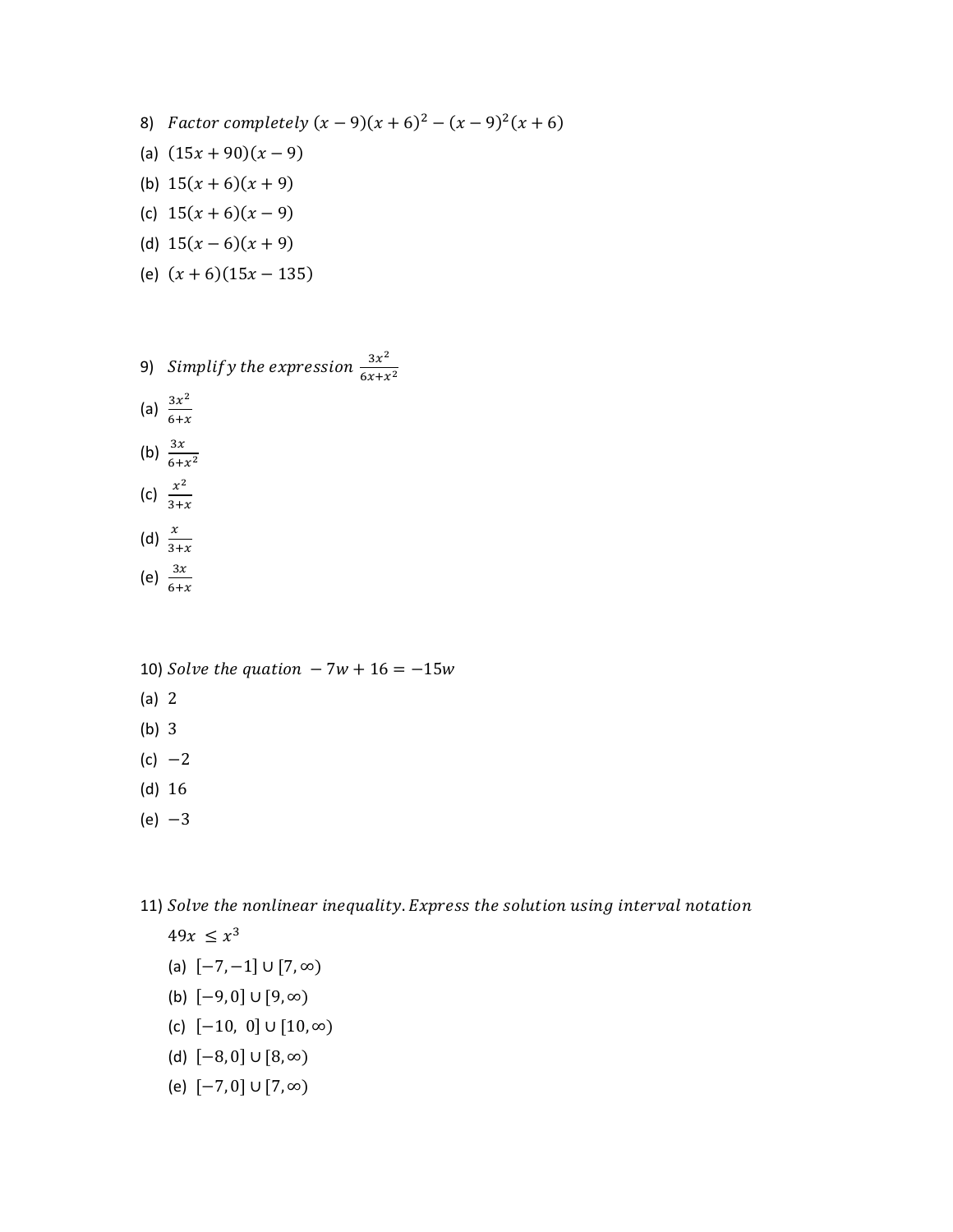8) $Factor\ completely\ (x-9)(x+6)^2-(x-9)^2(x+6)$

(a) $(15x+90)(x-9)$

(b) $15(x+6)(x+9)$

(c) $15(x+6)(x-9)$

(d) $15(x-6)(x+9)$

(e) $(x+6)(15x-135)$

9) $Simplify\ the\ expression\ \frac{3x^2}{6x+x^2}$

(a) $\frac{3x^2}{6+x}$

(b) $\frac{3x}{6+x^2}$

(c) $\frac{x^2}{3+x}$

(d) $\frac{x}{3+x}$

(e) $\frac{3x}{6+x}$

10) $Solve\ the\ quation\ -7w+16=-15w$

(a) 2

(b) 3

(c) $-2$

(d) 16

(e) $-3$

11) $Solve\ the\ nonlinear\ inequality. Express\ the\ solution\ using\ interval\ notation$

$49x \le x^3$

(a) $[-7,-1] \cup [7,\infty)$

(b) $[-9,0] \cup [9,\infty)$

(c) $[-10,\ 0] \cup [10,\infty)$

(d) $[-8,0] \cup [8,\infty)$

(e) $[-7,0] \cup [7,\infty)$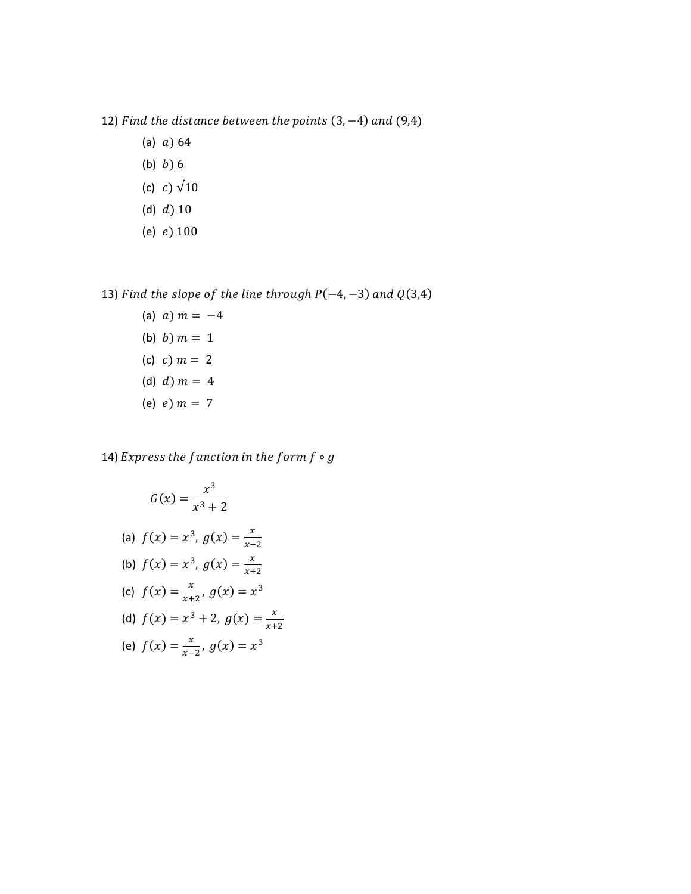12) *Find the distance between the points* $(3, -4)$ *and* $(9,4)$

(a) $a)$ 64

(b) $b)$ 6

(c) $c)$ $\sqrt{10}$

(d) $d)$ 10

(e) $e)$ 100

13) *Find the slope of the line through* $P(-4, -3)$ *and* $Q(3,4)$

(a) $a)$ $m = -4$

(b) $b)$ $m = 1$

(c) $c)$ $m = 2$

(d) $d)$ $m = 4$

(e) $e)$ $m = 7$

14) *Express the function in the form* $f \circ g$

$$G(x) = \frac{x^3}{x^3 + 2}$$

(a) $f(x) = x^3,\ g(x) = \frac{x}{x-2}$

(b) $f(x) = x^3,\ g(x) = \frac{x}{x+2}$

(c) $f(x) = \frac{x}{x+2},\ g(x) = x^3$

(d) $f(x) = x^3 + 2,\ g(x) = \frac{x}{x+2}$

(e) $f(x) = \frac{x}{x-2},\ g(x) = x^3$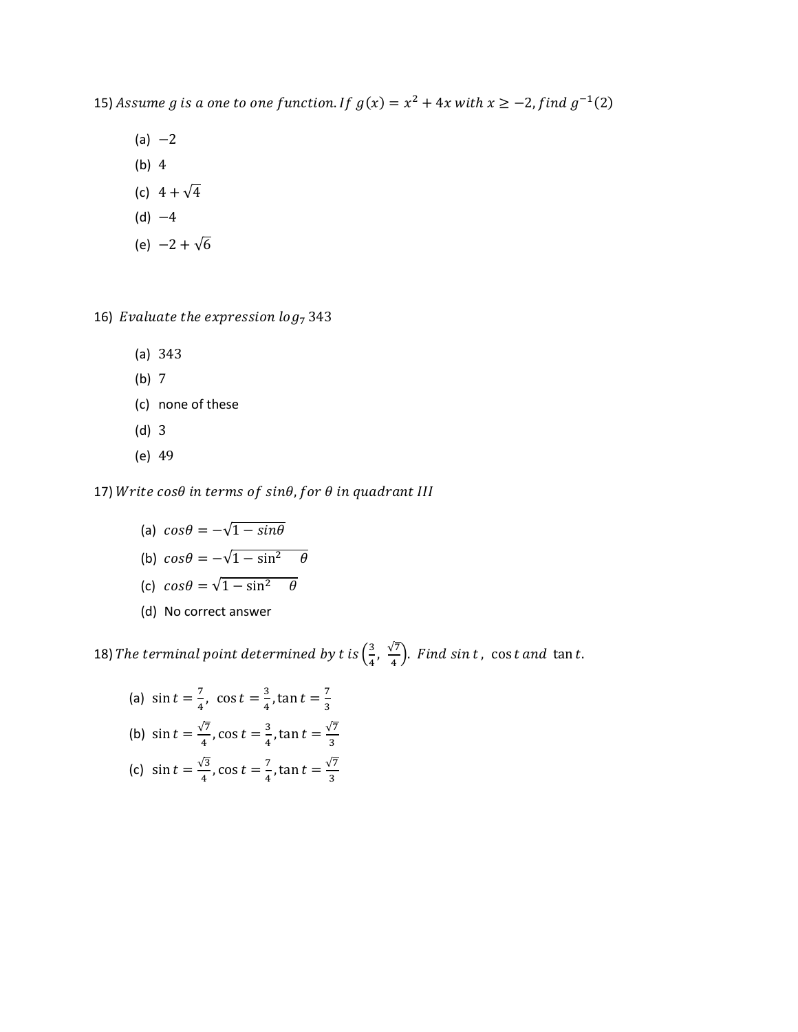15) *Assume g is a one to one function. If* $g(x) = x^2 + 4x$ *with* $x \geq -2$*, find* $g^{-1}(2)$

(a) $-2$

(b) $4$

(c) $4 + \sqrt{4}$

(d) $-4$

(e) $-2 + \sqrt{6}$

16) *Evaluate the expression* $log_7 343$

(a) 343

(b) 7

(c) none of these

(d) 3

(e) 49

17) *Write* $cos\theta$ *in terms of* $sin\theta$*, for* $\theta$ *in quadrant III*

(a) $cos\theta = -\sqrt{1 - sin\theta}$

(b) $cos\theta = -\sqrt{1 - \sin^2 \theta}$

(c) $cos\theta = \sqrt{1 - \sin^2 \theta}$

(d) No correct answer

18) *The terminal point determined by t is* $\left(\frac{3}{4}, \frac{\sqrt{7}}{4}\right)$*. Find* $\sin t$*,* $\cos t$ *and* $\tan t$*.*

(a) $\sin t = \frac{7}{4}, \ \cos t = \frac{3}{4}, \tan t = \frac{7}{3}$

(b) $\sin t = \frac{\sqrt{7}}{4}, \cos t = \frac{3}{4}, \tan t = \frac{\sqrt{7}}{3}$

(c) $\sin t = \frac{\sqrt{3}}{4}, \cos t = \frac{7}{4}, \tan t = \frac{\sqrt{7}}{3}$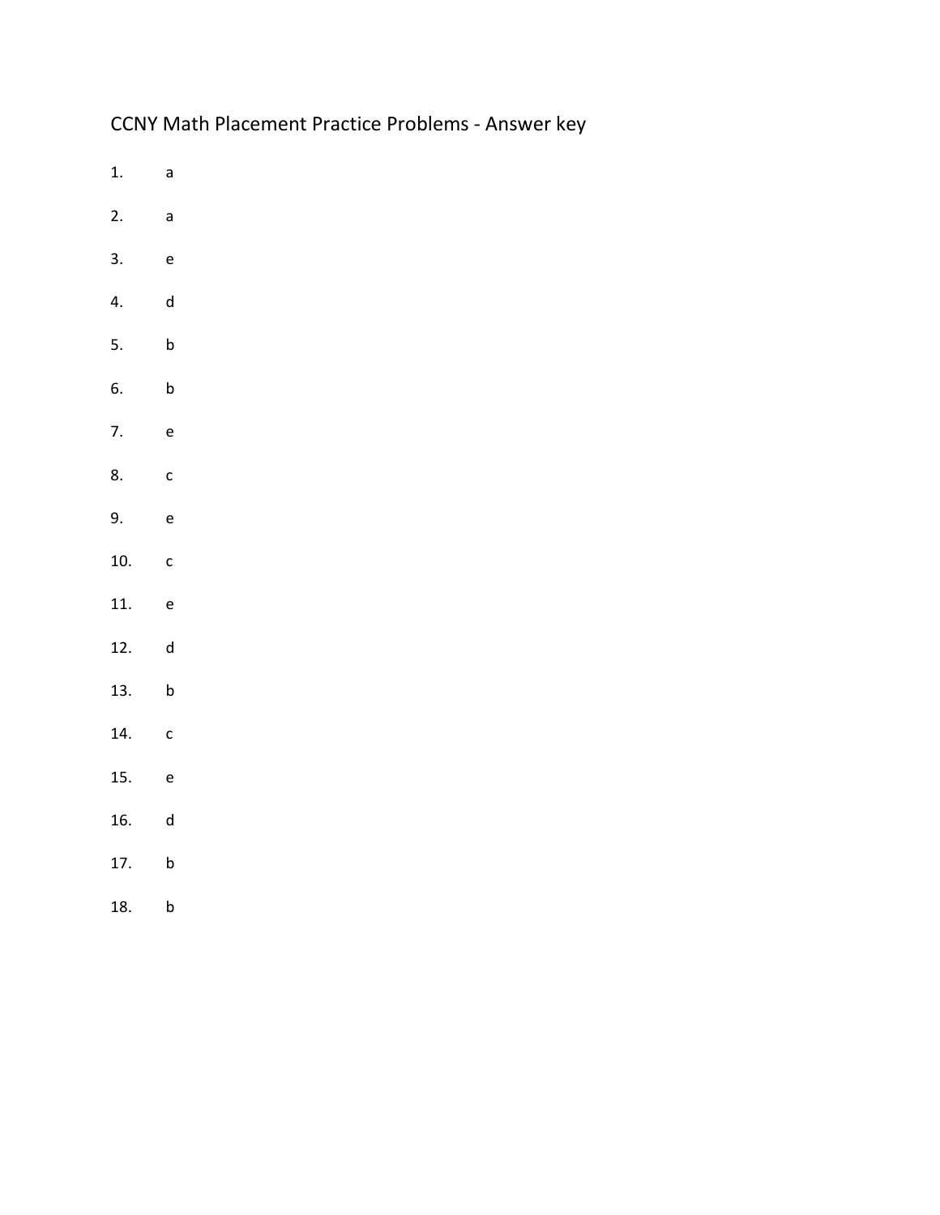# CCNY Math Placement Practice Problems - Answer key

1. a
2. a
3. e
4. d
5. b
6. b
7. e
8. c
9. e
10. c
11. e
12. d
13. b
14. c
15. e
16. d
17. b
18. b